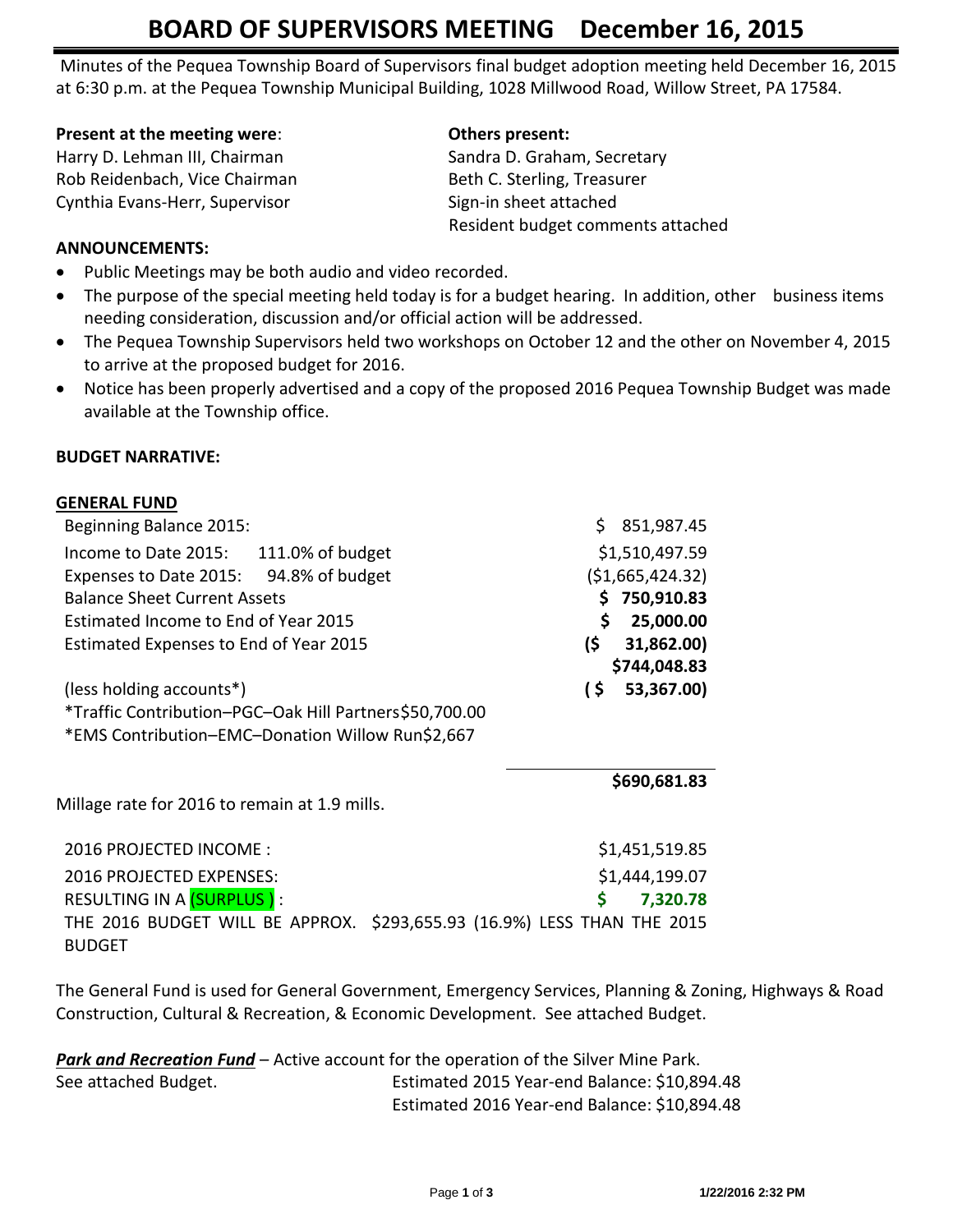# BOARD OF SUPERVISORS MEETING December 16, 2015

Minutes of the Pequea Township Board of Supervisors final budget adoption meeting held December 16, 2015 at 6:30 p.m. at the Pequea Township Municipal Building, 1028 Millwood Road, Willow Street, PA 17584.

**Present at the meeting were**:
Harry D. Lehman III, Chairman
Rob Reidenbach, Vice Chairman
Cynthia Evans-Herr, Supervisor

**Others present:**
Sandra D. Graham, Secretary
Beth C. Sterling, Treasurer
Sign-in sheet attached
Resident budget comments attached

**ANNOUNCEMENTS:**

- Public Meetings may be both audio and video recorded.
- The purpose of the special meeting held today is for a budget hearing. In addition, other business items needing consideration, discussion and/or official action will be addressed.
- The Pequea Township Supervisors held two workshops on October 12 and the other on November 4, 2015 to arrive at the proposed budget for 2016.
- Notice has been properly advertised and a copy of the proposed 2016 Pequea Township Budget was made available at the Township office.

**BUDGET NARRATIVE:**

**GENERAL FUND**

| | |
|---|---|
| Beginning Balance 2015: | $ 851,987.45 |
| Income to Date 2015: 111.0% of budget | $1,510,497.59 |
| Expenses to Date 2015: 94.8% of budget | ($1,665,424.32) |
| Balance Sheet Current Assets | **$ 750,910.83** |
| Estimated Income to End of Year 2015 | **$ 25,000.00** |
| Estimated Expenses to End of Year 2015 | **($ 31,862.00)** |
| | **$744,048.83** |
| (less holding accounts*) | **($ 53,367.00)** |
| *Traffic Contribution–PGC–Oak Hill Partners $50,700.00 | |
| *EMS Contribution–EMC–Donation Willow Run $2,667 | |
| | **$690,681.83** |

Millage rate for 2016 to remain at 1.9 mills.

| | |
|---|---|
| 2016 PROJECTED INCOME : | $1,451,519.85 |
| 2016 PROJECTED EXPENSES: | $1,444,199.07 |
| RESULTING IN A (SURPLUS ) : | **$ 7,320.78** |

THE 2016 BUDGET WILL BE APPROX. $293,655.93 (16.9%) LESS THAN THE 2015 BUDGET

The General Fund is used for General Government, Emergency Services, Planning & Zoning, Highways & Road Construction, Cultural & Recreation, & Economic Development. See attached Budget.

***Park and Recreation Fund*** – Active account for the operation of the Silver Mine Park.
See attached Budget.
Estimated 2015 Year-end Balance: $10,894.48
Estimated 2016 Year-end Balance: $10,894.48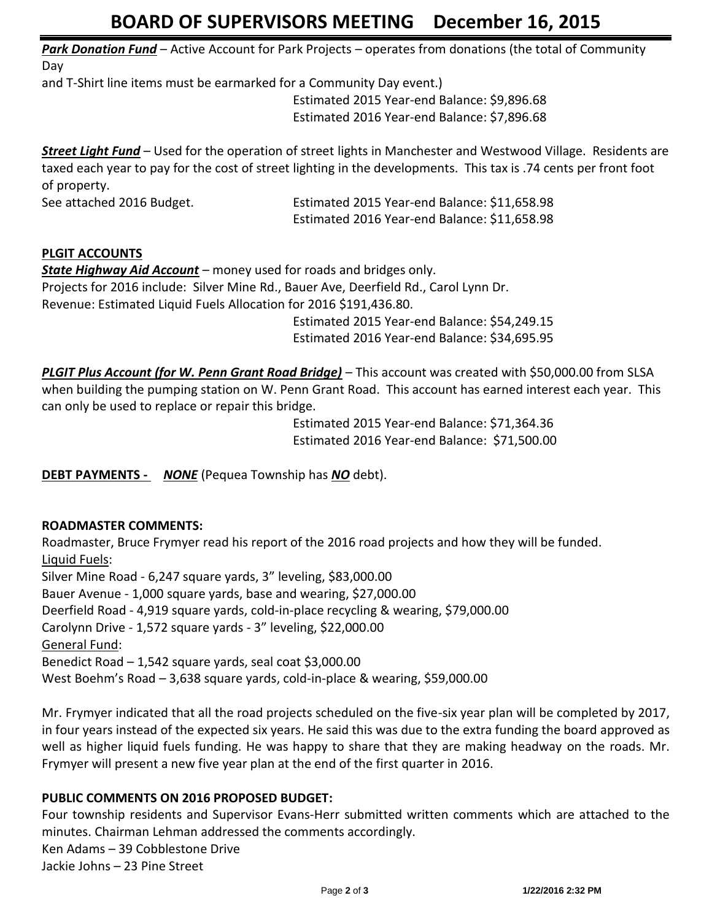***Park Donation Fund*** – Active Account for Park Projects – operates from donations (the total of Community Day
and T-Shirt line items must be earmarked for a Community Day event.)

Estimated 2015 Year-end Balance: $9,896.68
Estimated 2016 Year-end Balance: $7,896.68

***Street Light Fund*** – Used for the operation of street lights in Manchester and Westwood Village. Residents are taxed each year to pay for the cost of street lighting in the developments. This tax is .74 cents per front foot of property.

See attached 2016 Budget. Estimated 2015 Year-end Balance: $11,658.98
Estimated 2016 Year-end Balance: $11,658.98

**PLGIT ACCOUNTS**

***State Highway Aid Account*** – money used for roads and bridges only.
Projects for 2016 include: Silver Mine Rd., Bauer Ave, Deerfield Rd., Carol Lynn Dr.
Revenue: Estimated Liquid Fuels Allocation for 2016 $191,436.80.

Estimated 2015 Year-end Balance: $54,249.15
Estimated 2016 Year-end Balance: $34,695.95

***PLGIT Plus Account (for W. Penn Grant Road Bridge)*** – This account was created with $50,000.00 from SLSA when building the pumping station on W. Penn Grant Road. This account has earned interest each year. This can only be used to replace or repair this bridge.

Estimated 2015 Year-end Balance: $71,364.36
Estimated 2016 Year-end Balance: $71,500.00

**DEBT PAYMENTS -** ***NONE*** (Pequea Township has ***NO*** debt).

**ROADMASTER COMMENTS:**

Roadmaster, Bruce Frymyer read his report of the 2016 road projects and how they will be funded.

Liquid Fuels:
Silver Mine Road - 6,247 square yards, 3" leveling, $83,000.00
Bauer Avenue - 1,000 square yards, base and wearing, $27,000.00
Deerfield Road - 4,919 square yards, cold-in-place recycling & wearing, $79,000.00
Carolynn Drive - 1,572 square yards - 3" leveling, $22,000.00

General Fund:
Benedict Road – 1,542 square yards, seal coat $3,000.00
West Boehm's Road – 3,638 square yards, cold-in-place & wearing, $59,000.00

Mr. Frymyer indicated that all the road projects scheduled on the five-six year plan will be completed by 2017, in four years instead of the expected six years. He said this was due to the extra funding the board approved as well as higher liquid fuels funding. He was happy to share that they are making headway on the roads. Mr. Frymyer will present a new five year plan at the end of the first quarter in 2016.

**PUBLIC COMMENTS ON 2016 PROPOSED BUDGET:**

Four township residents and Supervisor Evans-Herr submitted written comments which are attached to the minutes. Chairman Lehman addressed the comments accordingly.

Ken Adams – 39 Cobblestone Drive
Jackie Johns – 23 Pine Street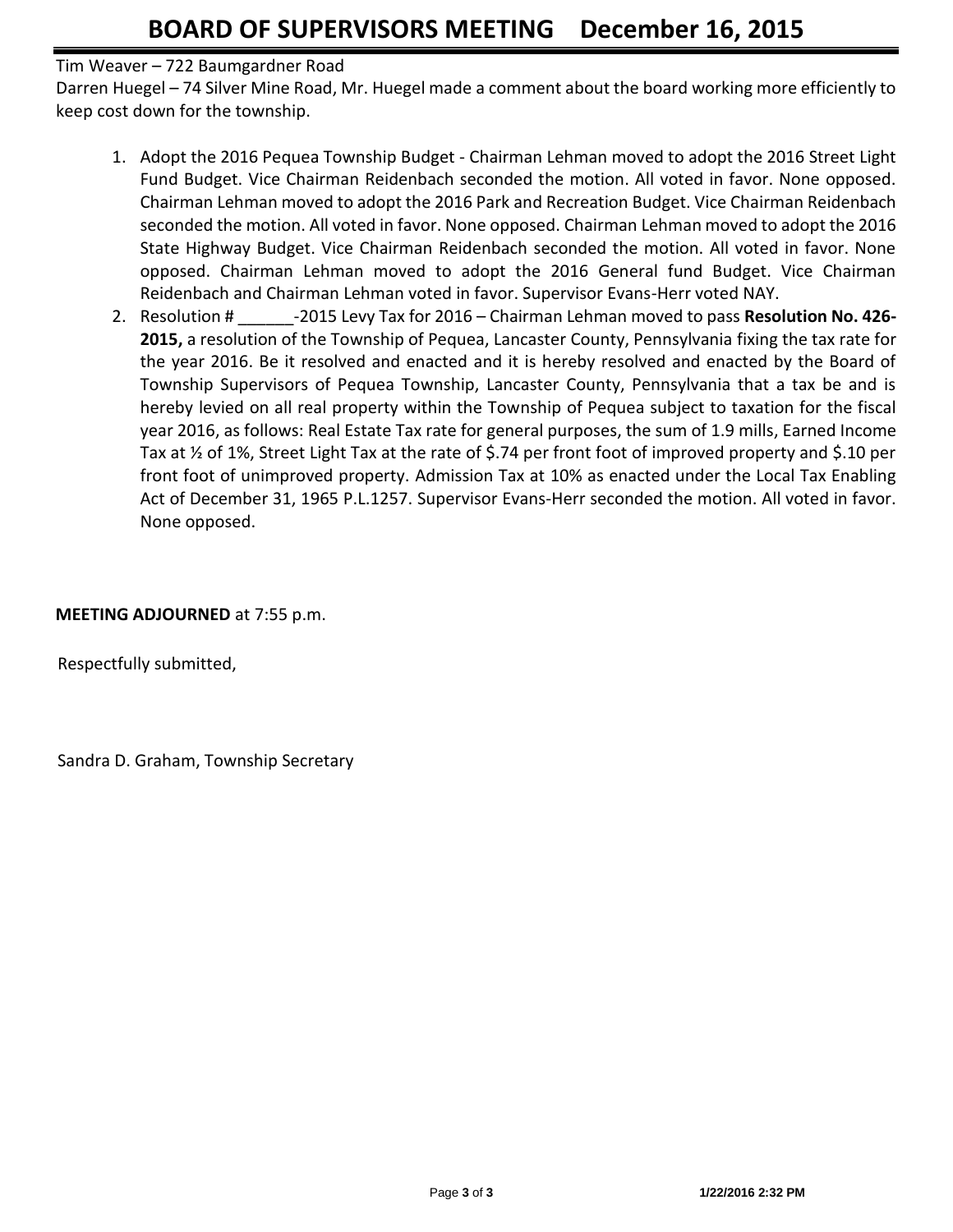Tim Weaver – 722 Baumgardner Road

Darren Huegel – 74 Silver Mine Road, Mr. Huegel made a comment about the board working more efficiently to keep cost down for the township.

1. Adopt the 2016 Pequea Township Budget - Chairman Lehman moved to adopt the 2016 Street Light Fund Budget. Vice Chairman Reidenbach seconded the motion. All voted in favor. None opposed. Chairman Lehman moved to adopt the 2016 Park and Recreation Budget. Vice Chairman Reidenbach seconded the motion. All voted in favor. None opposed. Chairman Lehman moved to adopt the 2016 State Highway Budget. Vice Chairman Reidenbach seconded the motion. All voted in favor. None opposed. Chairman Lehman moved to adopt the 2016 General fund Budget. Vice Chairman Reidenbach and Chairman Lehman voted in favor. Supervisor Evans-Herr voted NAY.
2. Resolution # ______-2015 Levy Tax for 2016 – Chairman Lehman moved to pass **Resolution No. 426-2015,** a resolution of the Township of Pequea, Lancaster County, Pennsylvania fixing the tax rate for the year 2016. Be it resolved and enacted and it is hereby resolved and enacted by the Board of Township Supervisors of Pequea Township, Lancaster County, Pennsylvania that a tax be and is hereby levied on all real property within the Township of Pequea subject to taxation for the fiscal year 2016, as follows: Real Estate Tax rate for general purposes, the sum of 1.9 mills, Earned Income Tax at ½ of 1%, Street Light Tax at the rate of $.74 per front foot of improved property and $.10 per front foot of unimproved property. Admission Tax at 10% as enacted under the Local Tax Enabling Act of December 31, 1965 P.L.1257. Supervisor Evans-Herr seconded the motion. All voted in favor. None opposed.

**MEETING ADJOURNED** at 7:55 p.m.

Respectfully submitted,

Sandra D. Graham, Township Secretary